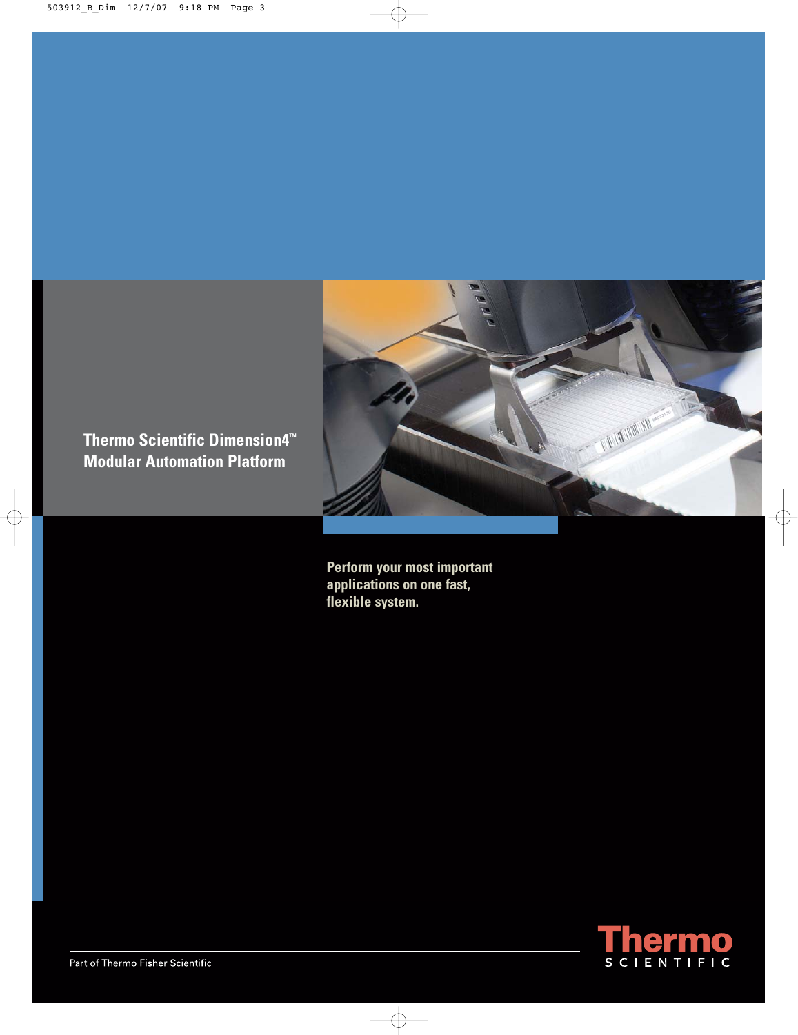# Thermo Scientific Dimension4™ Modular Automation Platform

**Perform your most important applications on one fast, flexible system.**

Part of Thermo Fisher Scientific

Thermo SCIENTIFIC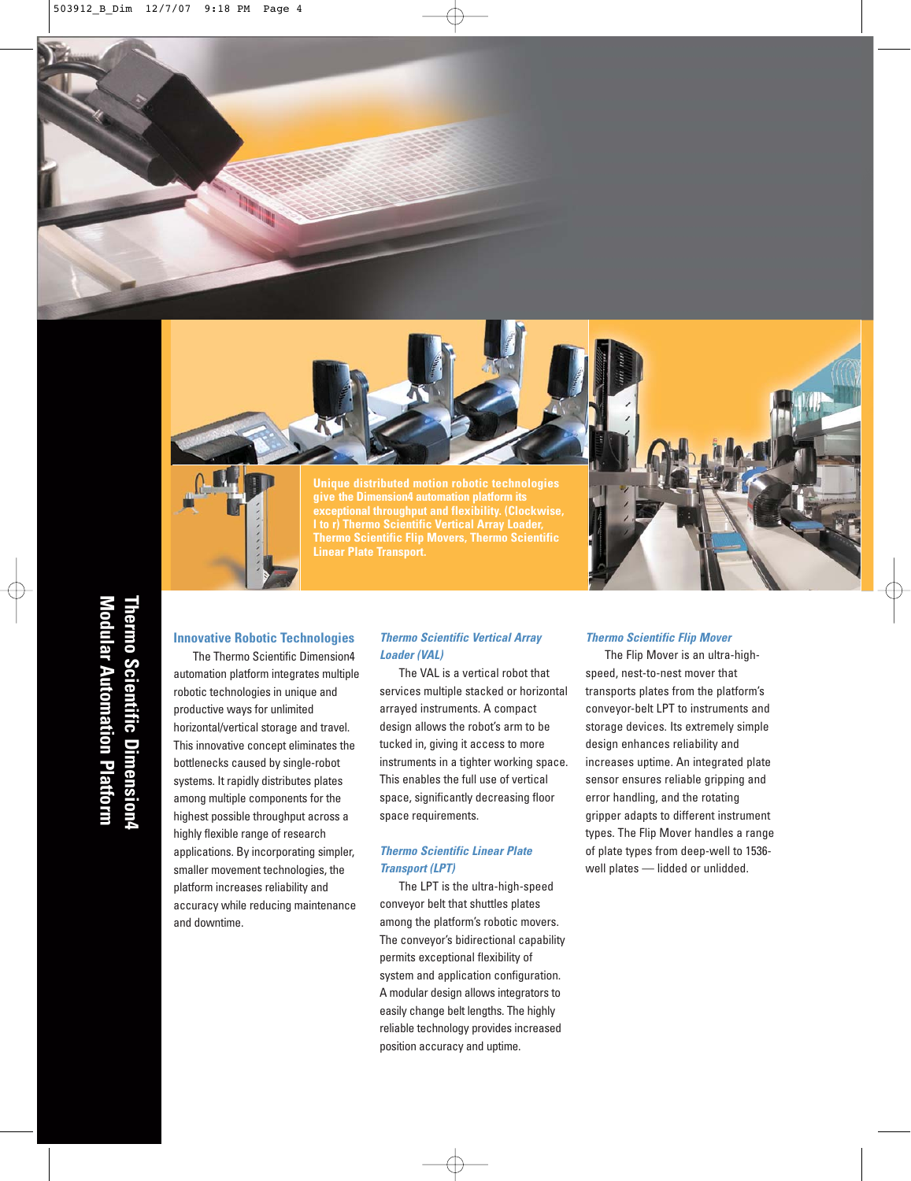Unique distributed motion robotic technologies give the Dimension4 automation platform its exceptional throughput and flexibility. (Clockwise, l to r) Thermo Scientific Vertical Array Loader, Thermo Scientific Flip Movers, Thermo Scientific Linear Plate Transport.

## Innovative Robotic Technologies

The Thermo Scientific Dimension4 automation platform integrates multiple robotic technologies in unique and productive ways for unlimited horizontal/vertical storage and travel. This innovative concept eliminates the bottlenecks caused by single-robot systems. It rapidly distributes plates among multiple components for the highest possible throughput across a highly flexible range of research applications. By incorporating simpler, smaller movement technologies, the platform increases reliability and accuracy while reducing maintenance and downtime.

### *Thermo Scientific Vertical Array Loader (VAL)*

The VAL is a vertical robot that services multiple stacked or horizontal arrayed instruments. A compact design allows the robot's arm to be tucked in, giving it access to more instruments in a tighter working space. This enables the full use of vertical space, significantly decreasing floor space requirements.

### *Thermo Scientific Linear Plate Transport (LPT)*

The LPT is the ultra-high-speed conveyor belt that shuttles plates among the platform's robotic movers. The conveyor's bidirectional capability permits exceptional flexibility of system and application configuration. A modular design allows integrators to easily change belt lengths. The highly reliable technology provides increased position accuracy and uptime.

### *Thermo Scientific Flip Mover*

The Flip Mover is an ultra-high-speed, nest-to-nest mover that transports plates from the platform's conveyor-belt LPT to instruments and storage devices. Its extremely simple design enhances reliability and increases uptime. An integrated plate sensor ensures reliable gripping and error handling, and the rotating gripper adapts to different instrument types. The Flip Mover handles a range of plate types from deep-well to 1536-well plates — lidded or unlidded.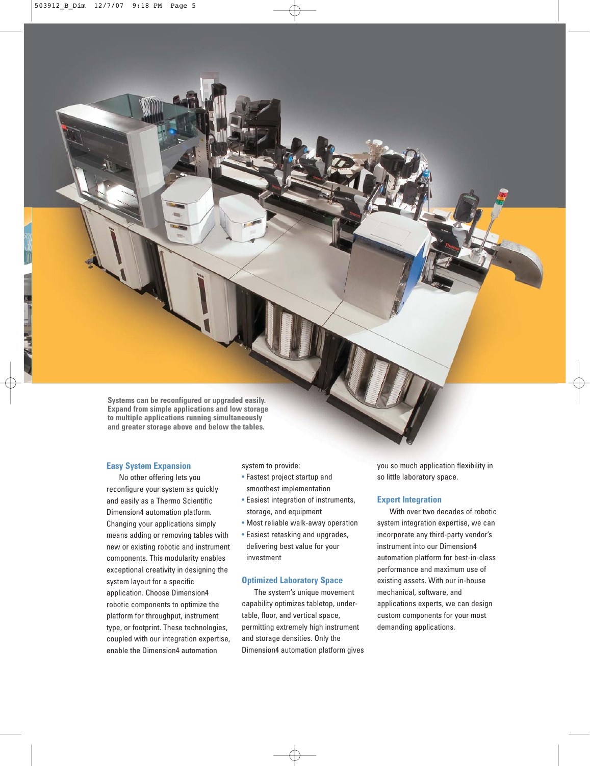**Systems can be reconfigured or upgraded easily. Expand from simple applications and low storage to multiple applications running simultaneously and greater storage above and below the tables.**

## Easy System Expansion

No other offering lets you reconfigure your system as quickly and easily as a Thermo Scientific Dimension4 automation platform. Changing your applications simply means adding or removing tables with new or existing robotic and instrument components. This modularity enables exceptional creativity in designing the system layout for a specific application. Choose Dimension4 robotic components to optimize the platform for throughput, instrument type, or footprint. These technologies, coupled with our integration expertise, enable the Dimension4 automation system to provide:

- Fastest project startup and smoothest implementation
- Easiest integration of instruments, storage, and equipment
- Most reliable walk-away operation
- Easiest retasking and upgrades, delivering best value for your investment

## Optimized Laboratory Space

The system's unique movement capability optimizes tabletop, under-table, floor, and vertical space, permitting extremely high instrument and storage densities. Only the Dimension4 automation platform gives you so much application flexibility in so little laboratory space.

## Expert Integration

With over two decades of robotic system integration expertise, we can incorporate any third-party vendor's instrument into our Dimension4 automation platform for best-in-class performance and maximum use of existing assets. With our in-house mechanical, software, and applications experts, we can design custom components for your most demanding applications.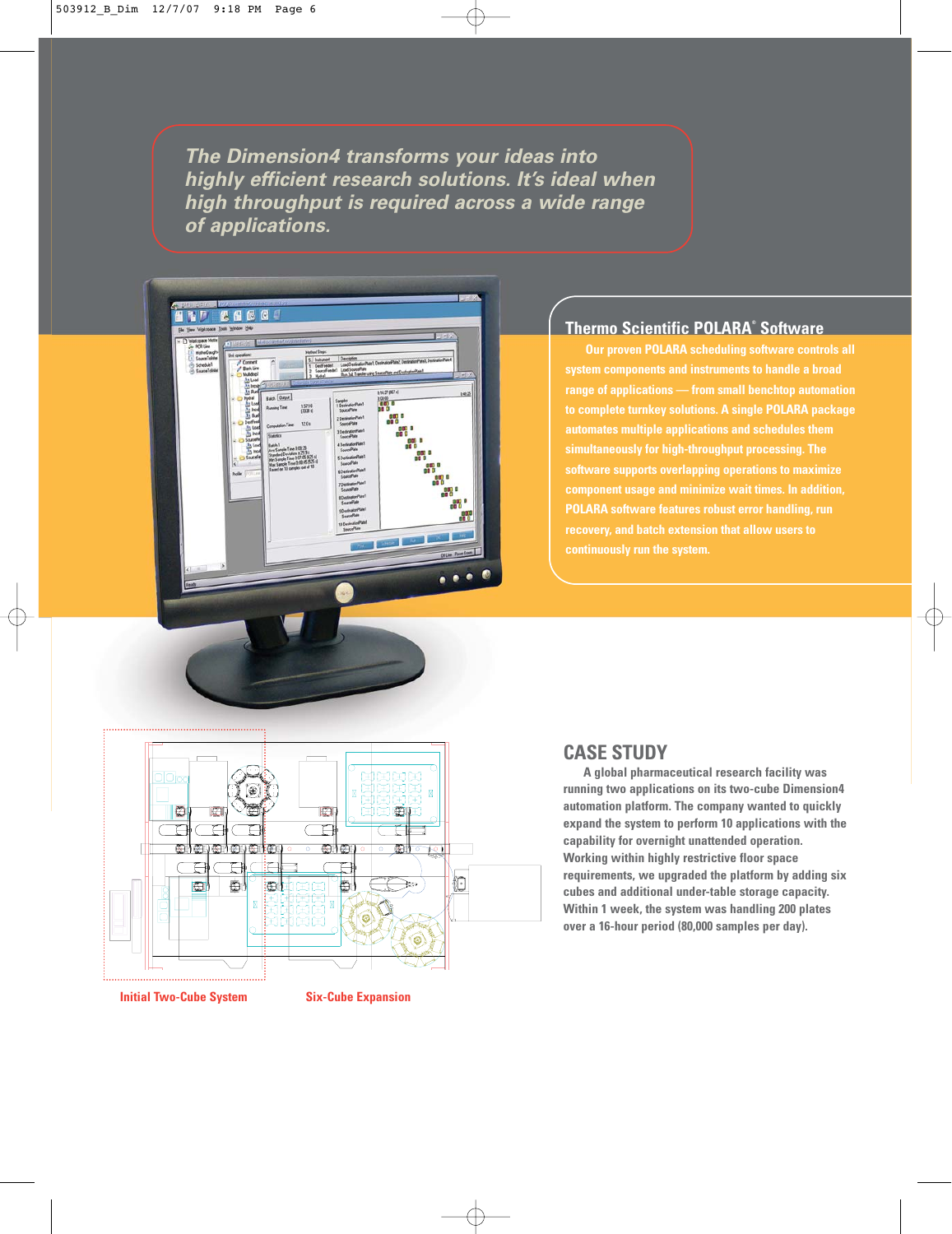*The Dimension4 transforms your ideas into highly efficient research solutions. It's ideal when high throughput is required across a wide range of applications.*

## Thermo Scientific POLARA® Software

Our proven POLARA scheduling software controls all system components and instruments to handle a broad range of applications — from small benchtop automation to complete turnkey solutions. A single POLARA package automates multiple applications and schedules them simultaneously for high-throughput processing. The software supports overlapping operations to maximize component usage and minimize wait times. In addition, POLARA software features robust error handling, run recovery, and batch extension that allow users to continuously run the system.

## CASE STUDY

A global pharmaceutical research facility was running two applications on its two-cube Dimension4 automation platform. The company wanted to quickly expand the system to perform 10 applications with the capability for overnight unattended operation. Working within highly restrictive floor space requirements, we upgraded the platform by adding six cubes and additional under-table storage capacity. Within 1 week, the system was handling 200 plates over a 16-hour period (80,000 samples per day).

Initial Two-Cube System

Six-Cube Expansion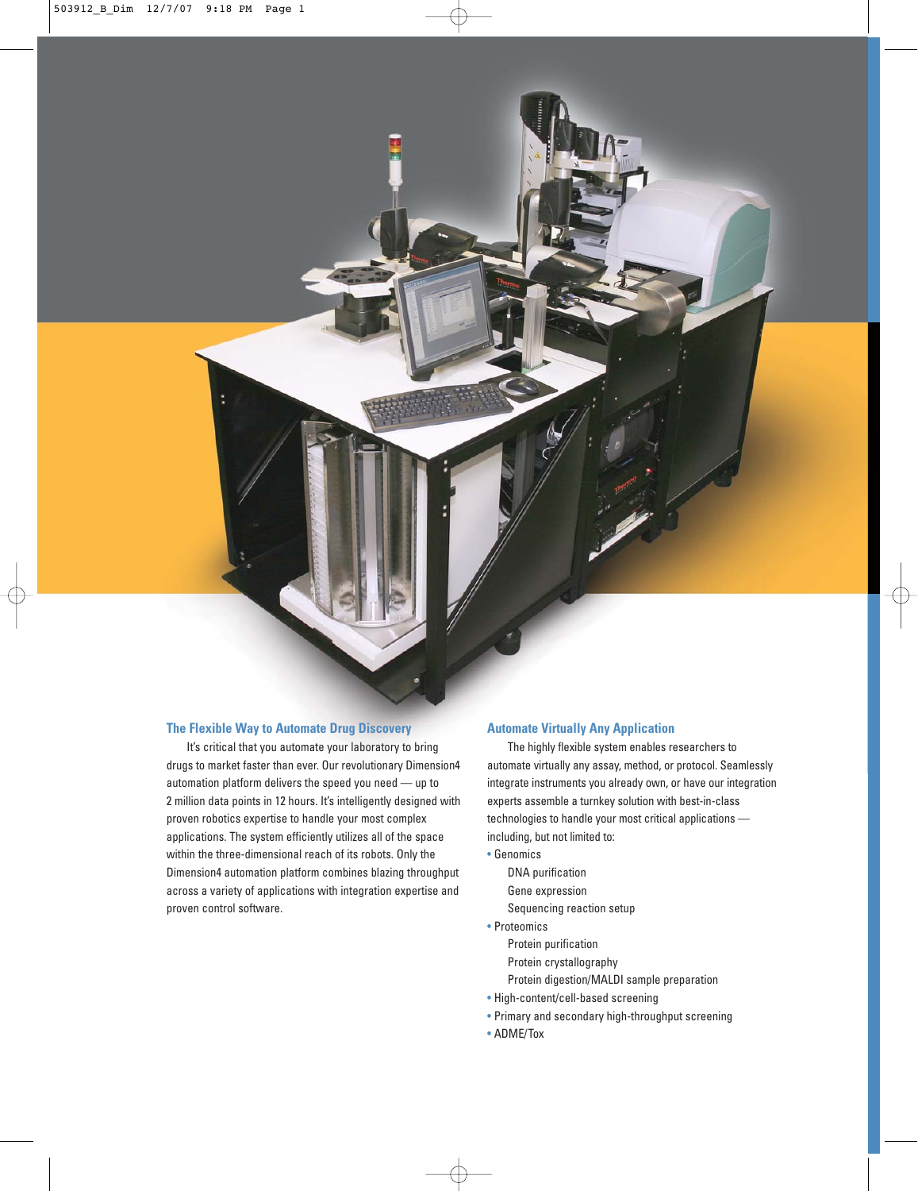## The Flexible Way to Automate Drug Discovery

It's critical that you automate your laboratory to bring drugs to market faster than ever. Our revolutionary Dimension4 automation platform delivers the speed you need — up to 2 million data points in 12 hours. It's intelligently designed with proven robotics expertise to handle your most complex applications. The system efficiently utilizes all of the space within the three-dimensional reach of its robots. Only the Dimension4 automation platform combines blazing throughput across a variety of applications with integration expertise and proven control software.

## Automate Virtually Any Application

The highly flexible system enables researchers to automate virtually any assay, method, or protocol. Seamlessly integrate instruments you already own, or have our integration experts assemble a turnkey solution with best-in-class technologies to handle your most critical applications — including, but not limited to:

- Genomics
  - DNA purification
  - Gene expression
  - Sequencing reaction setup
- Proteomics
  - Protein purification
  - Protein crystallography
  - Protein digestion/MALDI sample preparation
- High-content/cell-based screening
- Primary and secondary high-throughput screening
- ADME/Tox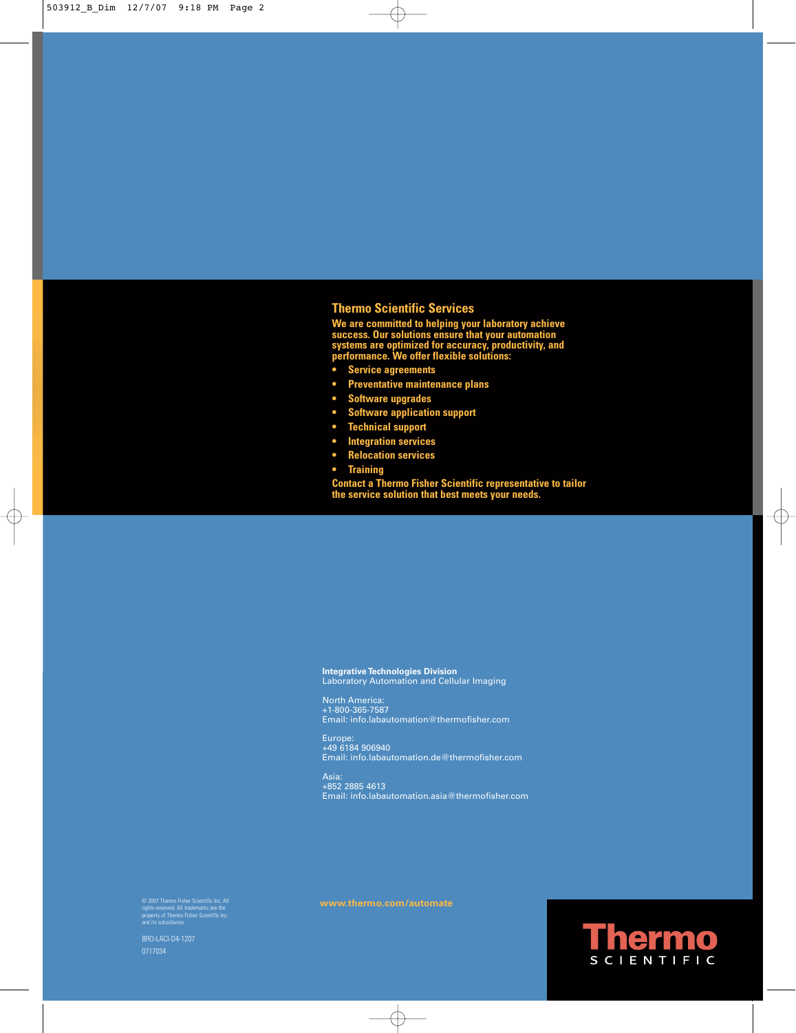## Thermo Scientific Services

**We are committed to helping your laboratory achieve success. Our solutions ensure that your automation systems are optimized for accuracy, productivity, and performance. We offer flexible solutions:**

- **Service agreements**
- **Preventative maintenance plans**
- **Software upgrades**
- **Software application support**
- **Technical support**
- **Integration services**
- **Relocation services**
- **Training**

**Contact a Thermo Fisher Scientific representative to tailor the service solution that best meets your needs.**

**Integrative Technologies Division**
Laboratory Automation and Cellular Imaging

North America:
+1-800-365-7587
Email: info.labautomation@thermofisher.com

Europe:
+49 6184 906940
Email: info.labautomation.de@thermofisher.com

Asia:
+852 2885 4613
Email: info.labautomation.asia@thermofisher.com

www.thermo.com/automate

© 2007 Thermo Fisher Scientific Inc. All rights reserved. All trademarks are the property of Thermo Fisher Scientific Inc. and its subsidiaries.

BRO-LACI-D4-1207
0717034

Thermo SCIENTIFIC